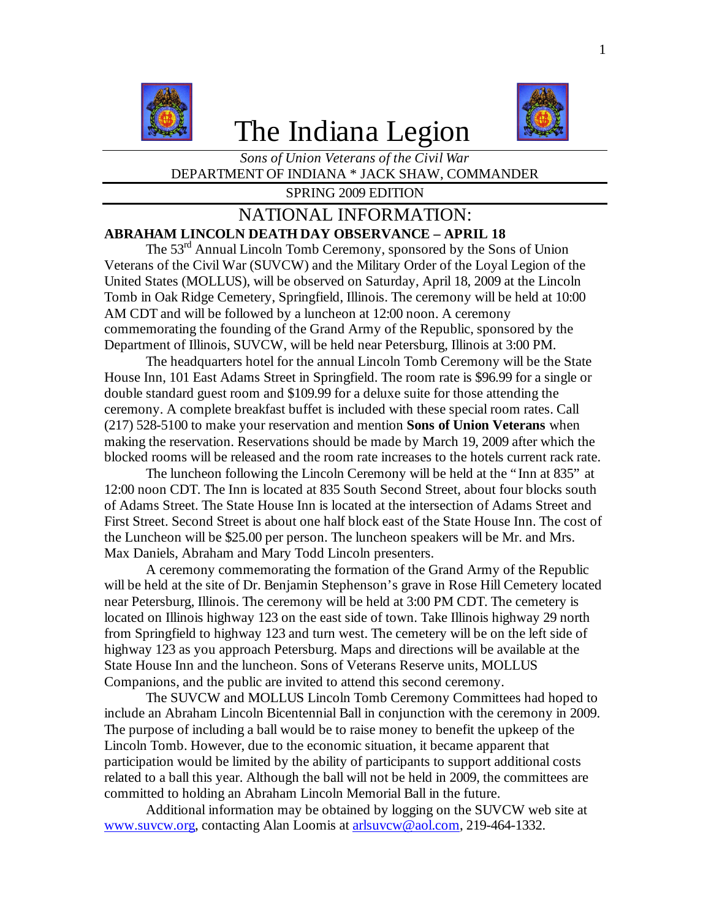# The Indiana Legion

*Sons of Union Veterans of the Civil War*

DEPARTMENT OF INDIANA * JACK SHAW, COMMANDER

SPRING 2009 EDITION

## NATIONAL INFORMATION:

### ABRAHAM LINCOLN DEATH DAY OBSERVANCE – APRIL 18

The 53rd Annual Lincoln Tomb Ceremony, sponsored by the Sons of Union Veterans of the Civil War (SUVCW) and the Military Order of the Loyal Legion of the United States (MOLLUS), will be observed on Saturday, April 18, 2009 at the Lincoln Tomb in Oak Ridge Cemetery, Springfield, Illinois. The ceremony will be held at 10:00 AM CDT and will be followed by a luncheon at 12:00 noon. A ceremony commemorating the founding of the Grand Army of the Republic, sponsored by the Department of Illinois, SUVCW, will be held near Petersburg, Illinois at 3:00 PM.

The headquarters hotel for the annual Lincoln Tomb Ceremony will be the State House Inn, 101 East Adams Street in Springfield. The room rate is $96.99 for a single or double standard guest room and $109.99 for a deluxe suite for those attending the ceremony. A complete breakfast buffet is included with these special room rates. Call (217) 528-5100 to make your reservation and mention **Sons of Union Veterans** when making the reservation. Reservations should be made by March 19, 2009 after which the blocked rooms will be released and the room rate increases to the hotels current rack rate.

The luncheon following the Lincoln Ceremony will be held at the "Inn at 835" at 12:00 noon CDT. The Inn is located at 835 South Second Street, about four blocks south of Adams Street. The State House Inn is located at the intersection of Adams Street and First Street. Second Street is about one half block east of the State House Inn. The cost of the Luncheon will be $25.00 per person. The luncheon speakers will be Mr. and Mrs. Max Daniels, Abraham and Mary Todd Lincoln presenters.

A ceremony commemorating the formation of the Grand Army of the Republic will be held at the site of Dr. Benjamin Stephenson's grave in Rose Hill Cemetery located near Petersburg, Illinois. The ceremony will be held at 3:00 PM CDT. The cemetery is located on Illinois highway 123 on the east side of town. Take Illinois highway 29 north from Springfield to highway 123 and turn west. The cemetery will be on the left side of highway 123 as you approach Petersburg. Maps and directions will be available at the State House Inn and the luncheon. Sons of Veterans Reserve units, MOLLUS Companions, and the public are invited to attend this second ceremony.

The SUVCW and MOLLUS Lincoln Tomb Ceremony Committees had hoped to include an Abraham Lincoln Bicentennial Ball in conjunction with the ceremony in 2009. The purpose of including a ball would be to raise money to benefit the upkeep of the Lincoln Tomb. However, due to the economic situation, it became apparent that participation would be limited by the ability of participants to support additional costs related to a ball this year. Although the ball will not be held in 2009, the committees are committed to holding an Abraham Lincoln Memorial Ball in the future.

Additional information may be obtained by logging on the SUVCW web site at www.suvcw.org, contacting Alan Loomis at arlsuvcw@aol.com, 219-464-1332.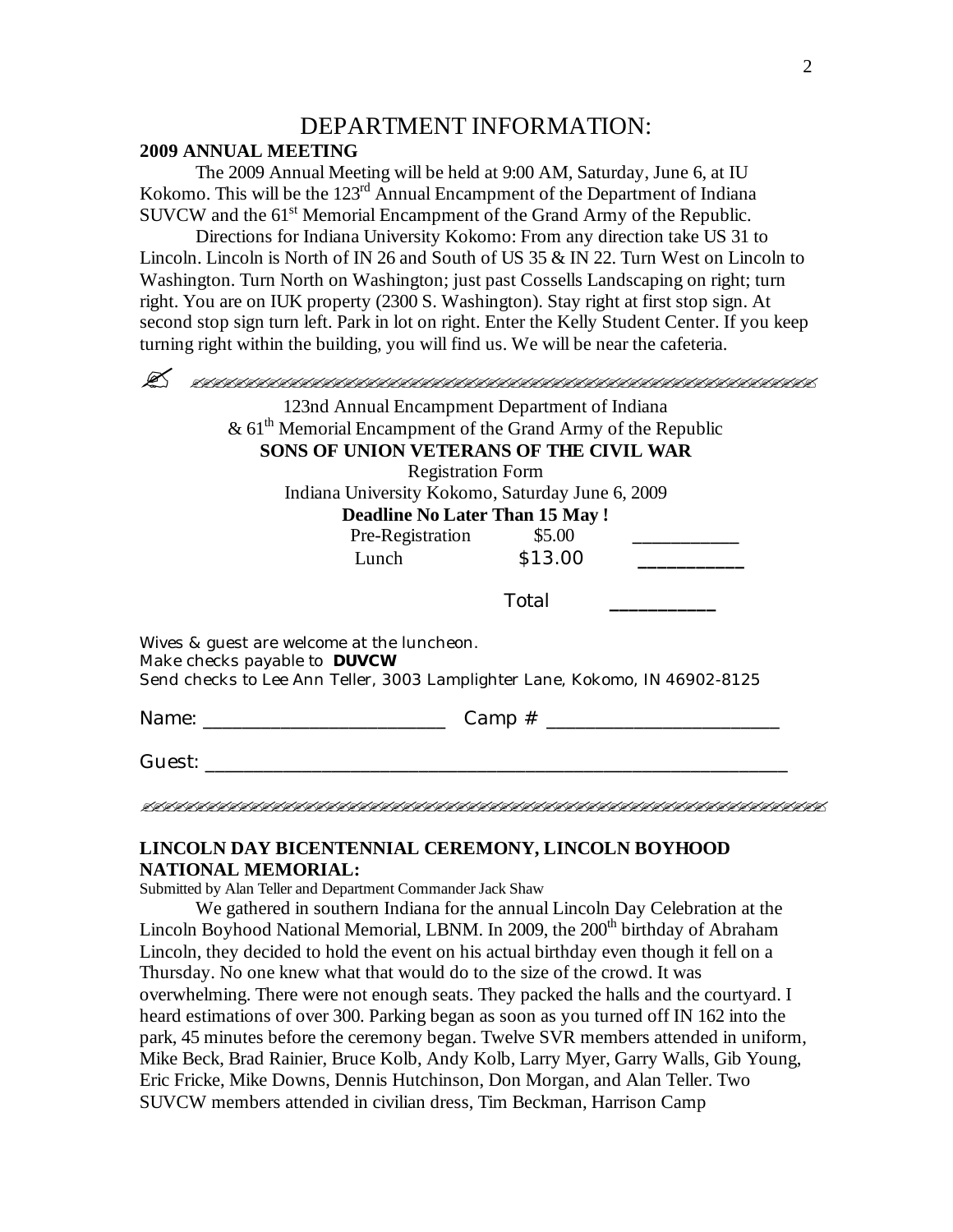# DEPARTMENT INFORMATION:

**2009 ANNUAL MEETING**

The 2009 Annual Meeting will be held at 9:00 AM, Saturday, June 6, at IU Kokomo. This will be the 123rd Annual Encampment of the Department of Indiana SUVCW and the 61st Memorial Encampment of the Grand Army of the Republic.

Directions for Indiana University Kokomo: From any direction take US 31 to Lincoln. Lincoln is North of IN 26 and South of US 35 & IN 22. Turn West on Lincoln to Washington. Turn North on Washington; just past Cossells Landscaping on right; turn right. You are on IUK property (2300 S. Washington). Stay right at first stop sign. At second stop sign turn left. Park in lot on right. Enter the Kelly Student Center. If you keep turning right within the building, you will find us. We will be near the cafeteria.

---

123nd Annual Encampment Department of Indiana
& 61th Memorial Encampment of the Grand Army of the Republic
**SONS OF UNION VETERANS OF THE CIVIL WAR**
Registration Form
Indiana University Kokomo, Saturday June 6, 2009
**Deadline No Later Than 15 May !**

| | | |
|---|---|---|
| Pre-Registration | $5.00 | ___________ |
| Lunch | $13.00 | ___________ |
| | Total | ___________ |

Wives & guest are welcome at the luncheon.
Make checks payable to **DUVCW**
Send checks to Lee Ann Teller, 3003 Lamplighter Lane, Kokomo, IN 46902-8125

Name: _________________________ Camp # ________________________

Guest: _____________________________________________________________

---

**LINCOLN DAY BICENTENNIAL CEREMONY, LINCOLN BOYHOOD NATIONAL MEMORIAL:**

Submitted by Alan Teller and Department Commander Jack Shaw

We gathered in southern Indiana for the annual Lincoln Day Celebration at the Lincoln Boyhood National Memorial, LBNM. In 2009, the 200th birthday of Abraham Lincoln, they decided to hold the event on his actual birthday even though it fell on a Thursday. No one knew what that would do to the size of the crowd. It was overwhelming. There were not enough seats. They packed the halls and the courtyard. I heard estimations of over 300. Parking began as soon as you turned off IN 162 into the park, 45 minutes before the ceremony began. Twelve SVR members attended in uniform, Mike Beck, Brad Rainier, Bruce Kolb, Andy Kolb, Larry Myer, Garry Walls, Gib Young, Eric Fricke, Mike Downs, Dennis Hutchinson, Don Morgan, and Alan Teller. Two SUVCW members attended in civilian dress, Tim Beckman, Harrison Camp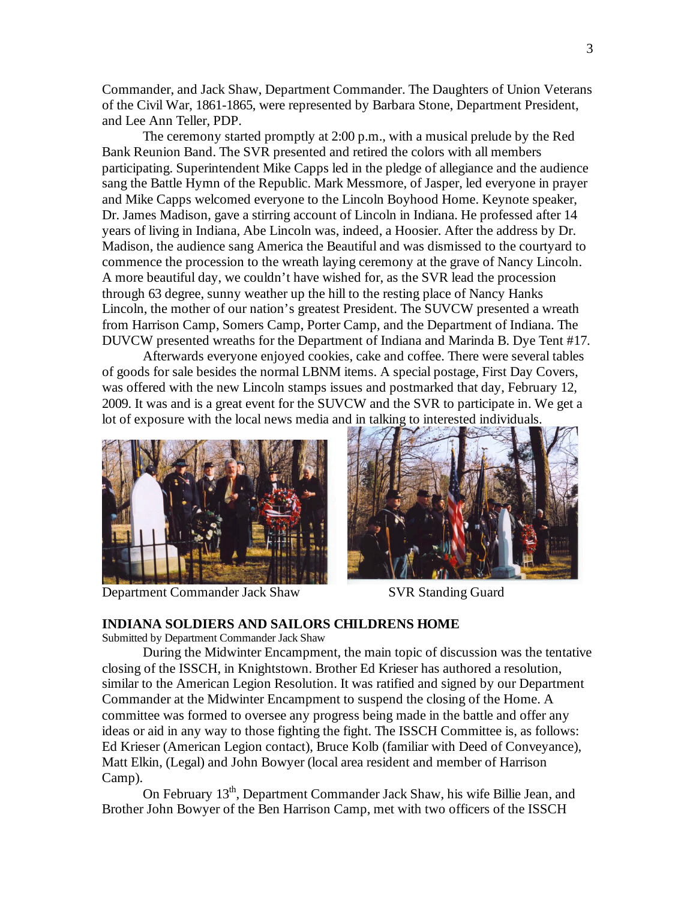Commander, and Jack Shaw, Department Commander. The Daughters of Union Veterans of the Civil War, 1861-1865, were represented by Barbara Stone, Department President, and Lee Ann Teller, PDP.

The ceremony started promptly at 2:00 p.m., with a musical prelude by the Red Bank Reunion Band. The SVR presented and retired the colors with all members participating. Superintendent Mike Capps led in the pledge of allegiance and the audience sang the Battle Hymn of the Republic. Mark Messmore, of Jasper, led everyone in prayer and Mike Capps welcomed everyone to the Lincoln Boyhood Home. Keynote speaker, Dr. James Madison, gave a stirring account of Lincoln in Indiana. He professed after 14 years of living in Indiana, Abe Lincoln was, indeed, a Hoosier. After the address by Dr. Madison, the audience sang America the Beautiful and was dismissed to the courtyard to commence the procession to the wreath laying ceremony at the grave of Nancy Lincoln. A more beautiful day, we couldn't have wished for, as the SVR lead the procession through 63 degree, sunny weather up the hill to the resting place of Nancy Hanks Lincoln, the mother of our nation's greatest President. The SUVCW presented a wreath from Harrison Camp, Somers Camp, Porter Camp, and the Department of Indiana. The DUVCW presented wreaths for the Department of Indiana and Marinda B. Dye Tent #17.

Afterwards everyone enjoyed cookies, cake and coffee. There were several tables of goods for sale besides the normal LBNM items. A special postage, First Day Covers, was offered with the new Lincoln stamps issues and postmarked that day, February 12, 2009. It was and is a great event for the SUVCW and the SVR to participate in. We get a lot of exposure with the local news media and in talking to interested individuals.

Department Commander Jack Shaw

SVR Standing Guard

**INDIANA SOLDIERS AND SAILORS CHILDRENS HOME**

Submitted by Department Commander Jack Shaw

During the Midwinter Encampment, the main topic of discussion was the tentative closing of the ISSCH, in Knightstown. Brother Ed Krieser has authored a resolution, similar to the American Legion Resolution. It was ratified and signed by our Department Commander at the Midwinter Encampment to suspend the closing of the Home. A committee was formed to oversee any progress being made in the battle and offer any ideas or aid in any way to those fighting the fight. The ISSCH Committee is, as follows: Ed Krieser (American Legion contact), Bruce Kolb (familiar with Deed of Conveyance), Matt Elkin, (Legal) and John Bowyer (local area resident and member of Harrison Camp).

On February 13th, Department Commander Jack Shaw, his wife Billie Jean, and Brother John Bowyer of the Ben Harrison Camp, met with two officers of the ISSCH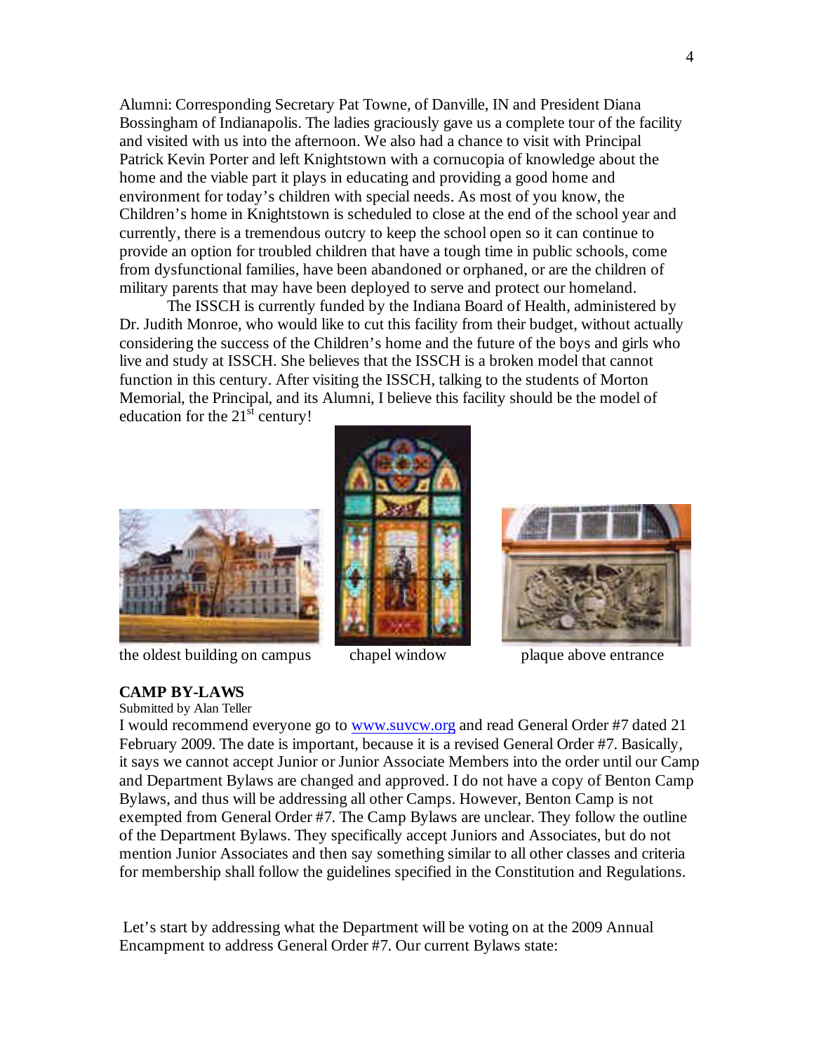Alumni: Corresponding Secretary Pat Towne, of Danville, IN and President Diana Bossingham of Indianapolis. The ladies graciously gave us a complete tour of the facility and visited with us into the afternoon. We also had a chance to visit with Principal Patrick Kevin Porter and left Knightstown with a cornucopia of knowledge about the home and the viable part it plays in educating and providing a good home and environment for today's children with special needs. As most of you know, the Children's home in Knightstown is scheduled to close at the end of the school year and currently, there is a tremendous outcry to keep the school open so it can continue to provide an option for troubled children that have a tough time in public schools, come from dysfunctional families, have been abandoned or orphaned, or are the children of military parents that may have been deployed to serve and protect our homeland.

The ISSCH is currently funded by the Indiana Board of Health, administered by Dr. Judith Monroe, who would like to cut this facility from their budget, without actually considering the success of the Children's home and the future of the boys and girls who live and study at ISSCH. She believes that the ISSCH is a broken model that cannot function in this century. After visiting the ISSCH, talking to the students of Morton Memorial, the Principal, and its Alumni, I believe this facility should be the model of education for the 21st century!

the oldest building on campus

chapel window

plaque above entrance

**CAMP BY-LAWS**

Submitted by Alan Teller

I would recommend everyone go to www.suvcw.org and read General Order #7 dated 21 February 2009. The date is important, because it is a revised General Order #7. Basically, it says we cannot accept Junior or Junior Associate Members into the order until our Camp and Department Bylaws are changed and approved. I do not have a copy of Benton Camp Bylaws, and thus will be addressing all other Camps. However, Benton Camp is not exempted from General Order #7. The Camp Bylaws are unclear. They follow the outline of the Department Bylaws. They specifically accept Juniors and Associates, but do not mention Junior Associates and then say something similar to all other classes and criteria for membership shall follow the guidelines specified in the Constitution and Regulations.

Let's start by addressing what the Department will be voting on at the 2009 Annual Encampment to address General Order #7. Our current Bylaws state: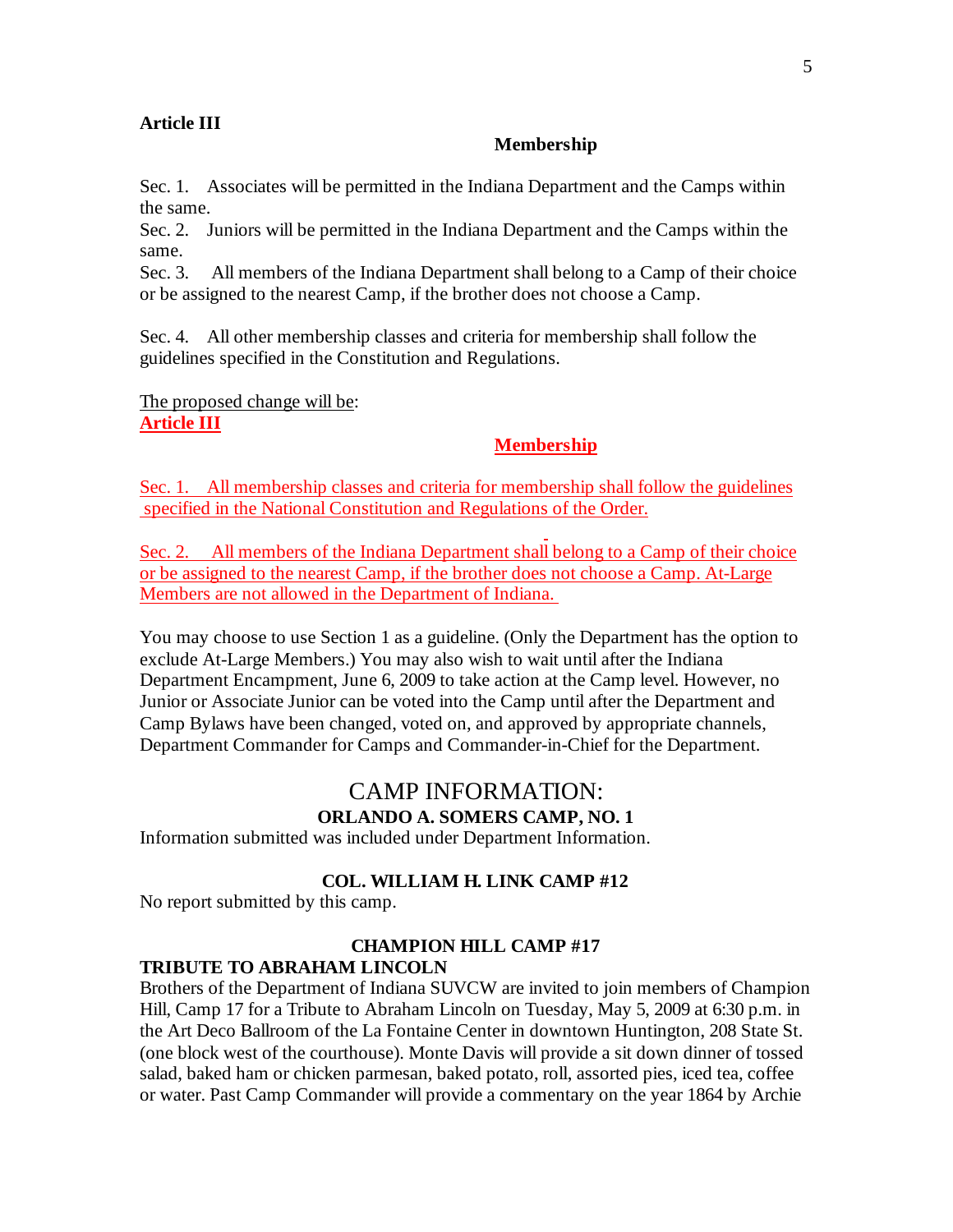**Article III**

**Membership**

Sec. 1. Associates will be permitted in the Indiana Department and the Camps within the same.

Sec. 2. Juniors will be permitted in the Indiana Department and the Camps within the same.

Sec. 3. All members of the Indiana Department shall belong to a Camp of their choice or be assigned to the nearest Camp, if the brother does not choose a Camp.

Sec. 4. All other membership classes and criteria for membership shall follow the guidelines specified in the Constitution and Regulations.

The proposed change will be:

**Article III**

**Membership**

Sec. 1. All membership classes and criteria for membership shall follow the guidelines specified in the National Constitution and Regulations of the Order.

Sec. 2. All members of the Indiana Department shall belong to a Camp of their choice or be assigned to the nearest Camp, if the brother does not choose a Camp. At-Large Members are not allowed in the Department of Indiana.

You may choose to use Section 1 as a guideline. (Only the Department has the option to exclude At-Large Members.) You may also wish to wait until after the Indiana Department Encampment, June 6, 2009 to take action at the Camp level. However, no Junior or Associate Junior can be voted into the Camp until after the Department and Camp Bylaws have been changed, voted on, and approved by appropriate channels, Department Commander for Camps and Commander-in-Chief for the Department.

# CAMP INFORMATION:

## ORLANDO A. SOMERS CAMP, NO. 1

Information submitted was included under Department Information.

## COL. WILLIAM H. LINK CAMP #12

No report submitted by this camp.

## CHAMPION HILL CAMP #17

**TRIBUTE TO ABRAHAM LINCOLN**

Brothers of the Department of Indiana SUVCW are invited to join members of Champion Hill, Camp 17 for a Tribute to Abraham Lincoln on Tuesday, May 5, 2009 at 6:30 p.m. in the Art Deco Ballroom of the La Fontaine Center in downtown Huntington, 208 State St. (one block west of the courthouse). Monte Davis will provide a sit down dinner of tossed salad, baked ham or chicken parmesan, baked potato, roll, assorted pies, iced tea, coffee or water. Past Camp Commander will provide a commentary on the year 1864 by Archie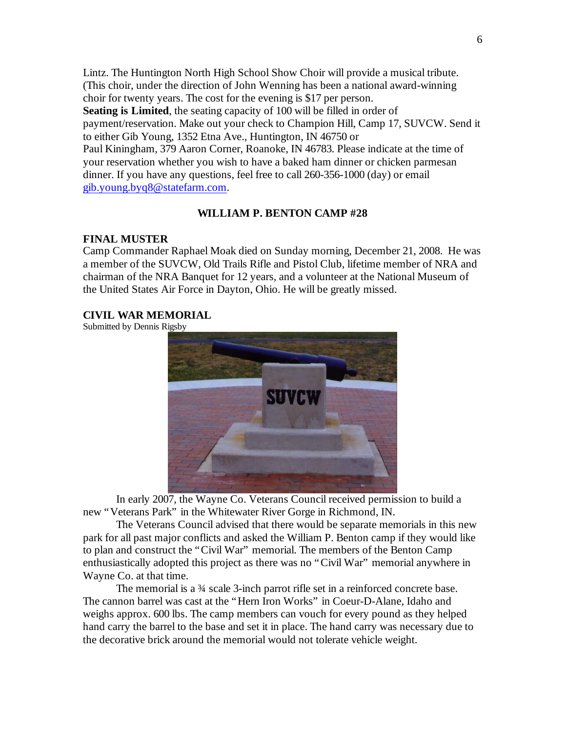Lintz. The Huntington North High School Show Choir will provide a musical tribute. (This choir, under the direction of John Wenning has been a national award-winning choir for twenty years. The cost for the evening is $17 per person.

**Seating is Limited**, the seating capacity of 100 will be filled in order of payment/reservation. Make out your check to Champion Hill, Camp 17, SUVCW. Send it to either Gib Young, 1352 Etna Ave., Huntington, IN 46750 or Paul Kiningham, 379 Aaron Corner, Roanoke, IN 46783. Please indicate at the time of your reservation whether you wish to have a baked ham dinner or chicken parmesan dinner. If you have any questions, feel free to call 260-356-1000 (day) or email gib.young.byq8@statefarm.com.

## WILLIAM P. BENTON CAMP #28

### FINAL MUSTER

Camp Commander Raphael Moak died on Sunday morning, December 21, 2008. He was a member of the SUVCW, Old Trails Rifle and Pistol Club, lifetime member of NRA and chairman of the NRA Banquet for 12 years, and a volunteer at the National Museum of the United States Air Force in Dayton, Ohio. He will be greatly missed.

### CIVIL WAR MEMORIAL

Submitted by Dennis Rigsby

In early 2007, the Wayne Co. Veterans Council received permission to build a new "Veterans Park" in the Whitewater River Gorge in Richmond, IN.

The Veterans Council advised that there would be separate memorials in this new park for all past major conflicts and asked the William P. Benton camp if they would like to plan and construct the "Civil War" memorial. The members of the Benton Camp enthusiastically adopted this project as there was no "Civil War" memorial anywhere in Wayne Co. at that time.

The memorial is a ¾ scale 3-inch parrot rifle set in a reinforced concrete base. The cannon barrel was cast at the "Hern Iron Works" in Coeur-D-Alane, Idaho and weighs approx. 600 lbs. The camp members can vouch for every pound as they helped hand carry the barrel to the base and set it in place. The hand carry was necessary due to the decorative brick around the memorial would not tolerate vehicle weight.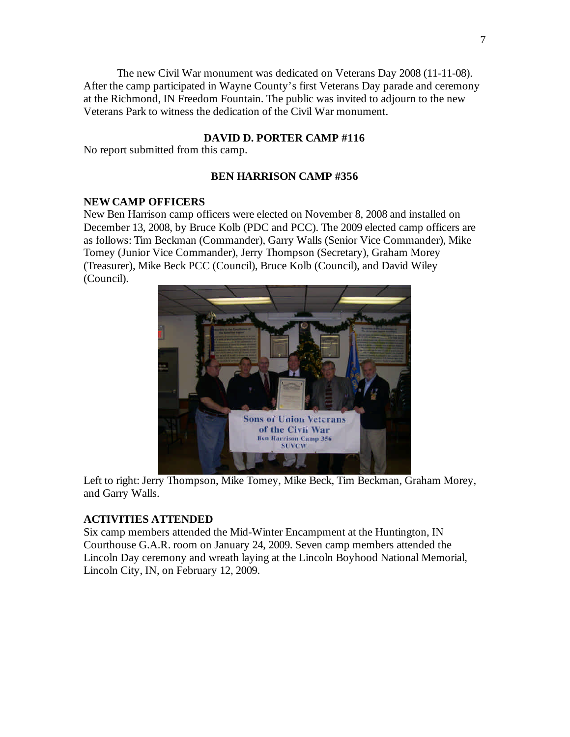The new Civil War monument was dedicated on Veterans Day 2008 (11-11-08). After the camp participated in Wayne County's first Veterans Day parade and ceremony at the Richmond, IN Freedom Fountain. The public was invited to adjourn to the new Veterans Park to witness the dedication of the Civil War monument.

## DAVID D. PORTER CAMP #116

No report submitted from this camp.

## BEN HARRISON CAMP #356

### NEW CAMP OFFICERS

New Ben Harrison camp officers were elected on November 8, 2008 and installed on December 13, 2008, by Bruce Kolb (PDC and PCC). The 2009 elected camp officers are as follows: Tim Beckman (Commander), Garry Walls (Senior Vice Commander), Mike Tomey (Junior Vice Commander), Jerry Thompson (Secretary), Graham Morey (Treasurer), Mike Beck PCC (Council), Bruce Kolb (Council), and David Wiley (Council).

Left to right: Jerry Thompson, Mike Tomey, Mike Beck, Tim Beckman, Graham Morey, and Garry Walls.

### ACTIVITIES ATTENDED

Six camp members attended the Mid-Winter Encampment at the Huntington, IN Courthouse G.A.R. room on January 24, 2009. Seven camp members attended the Lincoln Day ceremony and wreath laying at the Lincoln Boyhood National Memorial, Lincoln City, IN, on February 12, 2009.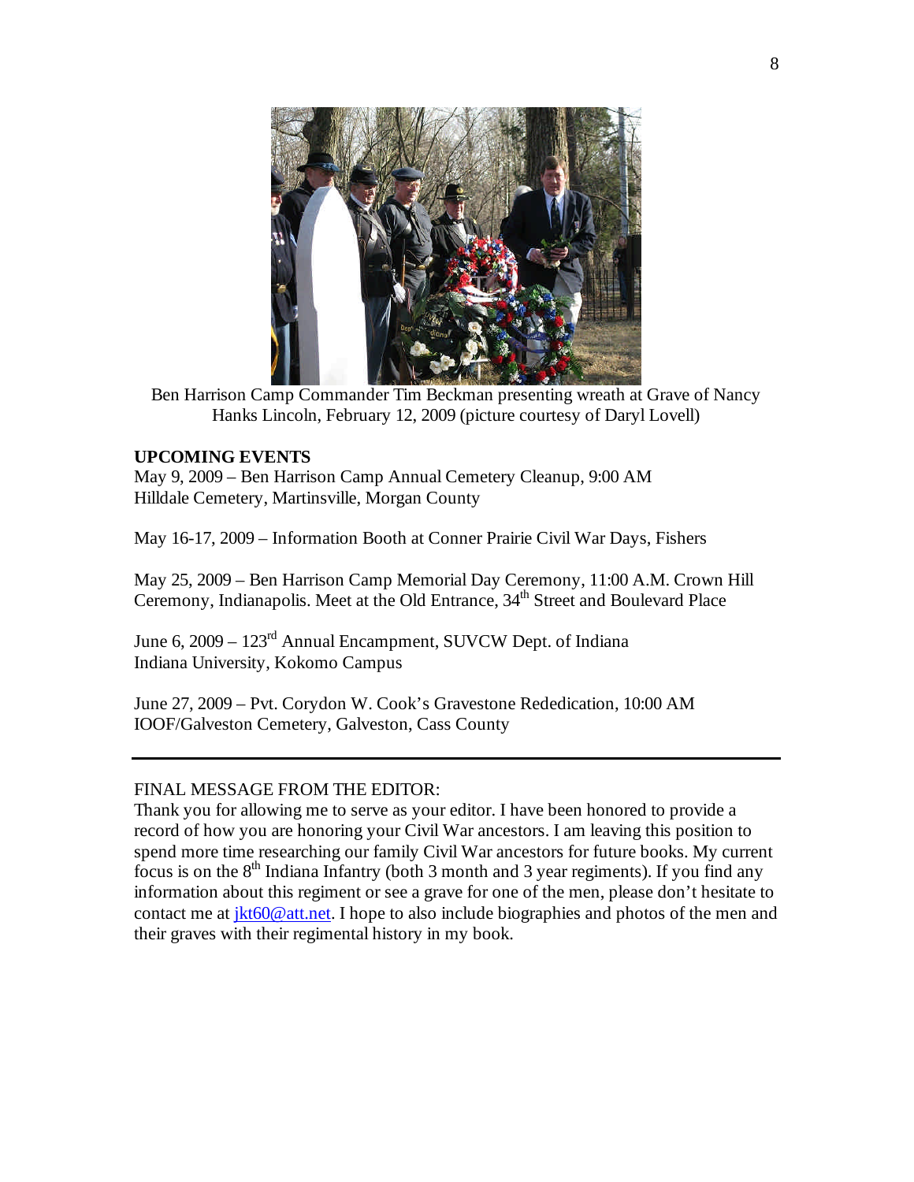Ben Harrison Camp Commander Tim Beckman presenting wreath at Grave of Nancy Hanks Lincoln, February 12, 2009 (picture courtesy of Daryl Lovell)

**UPCOMING EVENTS**

May 9, 2009 – Ben Harrison Camp Annual Cemetery Cleanup, 9:00 AM
Hilldale Cemetery, Martinsville, Morgan County

May 16-17, 2009 – Information Booth at Conner Prairie Civil War Days, Fishers

May 25, 2009 – Ben Harrison Camp Memorial Day Ceremony, 11:00 A.M. Crown Hill Ceremony, Indianapolis. Meet at the Old Entrance, 34th Street and Boulevard Place

June 6, 2009 – 123rd Annual Encampment, SUVCW Dept. of Indiana
Indiana University, Kokomo Campus

June 27, 2009 – Pvt. Corydon W. Cook's Gravestone Rededication, 10:00 AM
IOOF/Galveston Cemetery, Galveston, Cass County

---

FINAL MESSAGE FROM THE EDITOR:

Thank you for allowing me to serve as your editor. I have been honored to provide a record of how you are honoring your Civil War ancestors. I am leaving this position to spend more time researching our family Civil War ancestors for future books. My current focus is on the 8th Indiana Infantry (both 3 month and 3 year regiments). If you find any information about this regiment or see a grave for one of the men, please don't hesitate to contact me at jkt60@att.net. I hope to also include biographies and photos of the men and their graves with their regimental history in my book.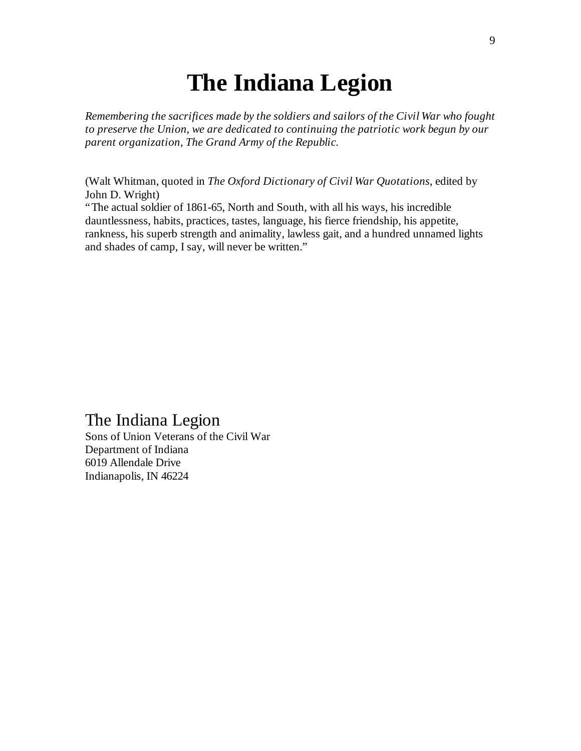# The Indiana Legion

*Remembering the sacrifices made by the soldiers and sailors of the Civil War who fought to preserve the Union, we are dedicated to continuing the patriotic work begun by our parent organization, The Grand Army of the Republic.*

(Walt Whitman, quoted in *The Oxford Dictionary of Civil War Quotations*, edited by John D. Wright)
"The actual soldier of 1861-65, North and South, with all his ways, his incredible dauntlessness, habits, practices, tastes, language, his fierce friendship, his appetite, rankness, his superb strength and animality, lawless gait, and a hundred unnamed lights and shades of camp, I say, will never be written."

The Indiana Legion
Sons of Union Veterans of the Civil War
Department of Indiana
6019 Allendale Drive
Indianapolis, IN 46224